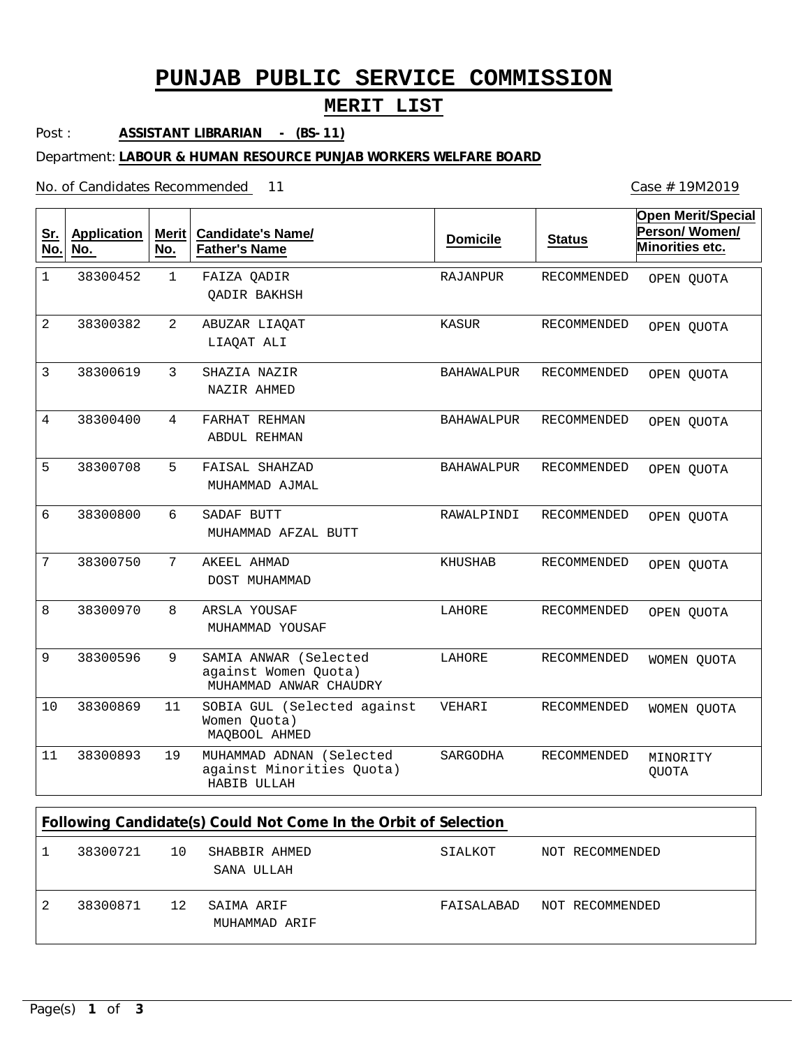# PUNJAB PUBLIC SERVICE COMMISSION

## MERIT LIST

Post : **ASSISTANT LIBRARIAN - (BS-11)**

Department: **LABOUR & HUMAN RESOURCE PUNJAB WORKERS WELFARE BOARD**

No. of Candidates Recommended 11

Case # 19M2019

| Sr. No. | Application No. | Merit No. | Candidate's Name/ Father's Name | Domicile | Status | Open Merit/Special Person/ Women/ Minorities etc. |
|---|---|---|---|---|---|---|
| 1 | 38300452 | 1 | FAIZA QADIR<br>QADIR BAKHSH | RAJANPUR | RECOMMENDED | OPEN QUOTA |
| 2 | 38300382 | 2 | ABUZAR LIAQAT<br>LIAQAT ALI | KASUR | RECOMMENDED | OPEN QUOTA |
| 3 | 38300619 | 3 | SHAZIA NAZIR<br>NAZIR AHMED | BAHAWALPUR | RECOMMENDED | OPEN QUOTA |
| 4 | 38300400 | 4 | FARHAT REHMAN<br>ABDUL REHMAN | BAHAWALPUR | RECOMMENDED | OPEN QUOTA |
| 5 | 38300708 | 5 | FAISAL SHAHZAD<br>MUHAMMAD AJMAL | BAHAWALPUR | RECOMMENDED | OPEN QUOTA |
| 6 | 38300800 | 6 | SADAF BUTT<br>MUHAMMAD AFZAL BUTT | RAWALPINDI | RECOMMENDED | OPEN QUOTA |
| 7 | 38300750 | 7 | AKEEL AHMAD<br>DOST MUHAMMAD | KHUSHAB | RECOMMENDED | OPEN QUOTA |
| 8 | 38300970 | 8 | ARSLA YOUSAF<br>MUHAMMAD YOUSAF | LAHORE | RECOMMENDED | OPEN QUOTA |
| 9 | 38300596 | 9 | SAMIA ANWAR (Selected against Women Quota)<br>MUHAMMAD ANWAR CHAUDRY | LAHORE | RECOMMENDED | WOMEN QUOTA |
| 10 | 38300869 | 11 | SOBIA GUL (Selected against Women Quota)<br>MAQBOOL AHMED | VEHARI | RECOMMENDED | WOMEN QUOTA |
| 11 | 38300893 | 19 | MUHAMMAD ADNAN (Selected against Minorities Quota)<br>HABIB ULLAH | SARGODHA | RECOMMENDED | MINORITY QUOTA |

### Following Candidate(s) Could Not Come In the Orbit of Selection

| Sr. No. | Application No. | Merit No. | Candidate's Name/ Father's Name | Domicile | Status |
|---|---|---|---|---|---|
| 1 | 38300721 | 10 | SHABBIR AHMED<br>SANA ULLAH | SIALKOT | NOT RECOMMENDED |
| 2 | 38300871 | 12 | SAIMA ARIF<br>MUHAMMAD ARIF | FAISALABAD | NOT RECOMMENDED |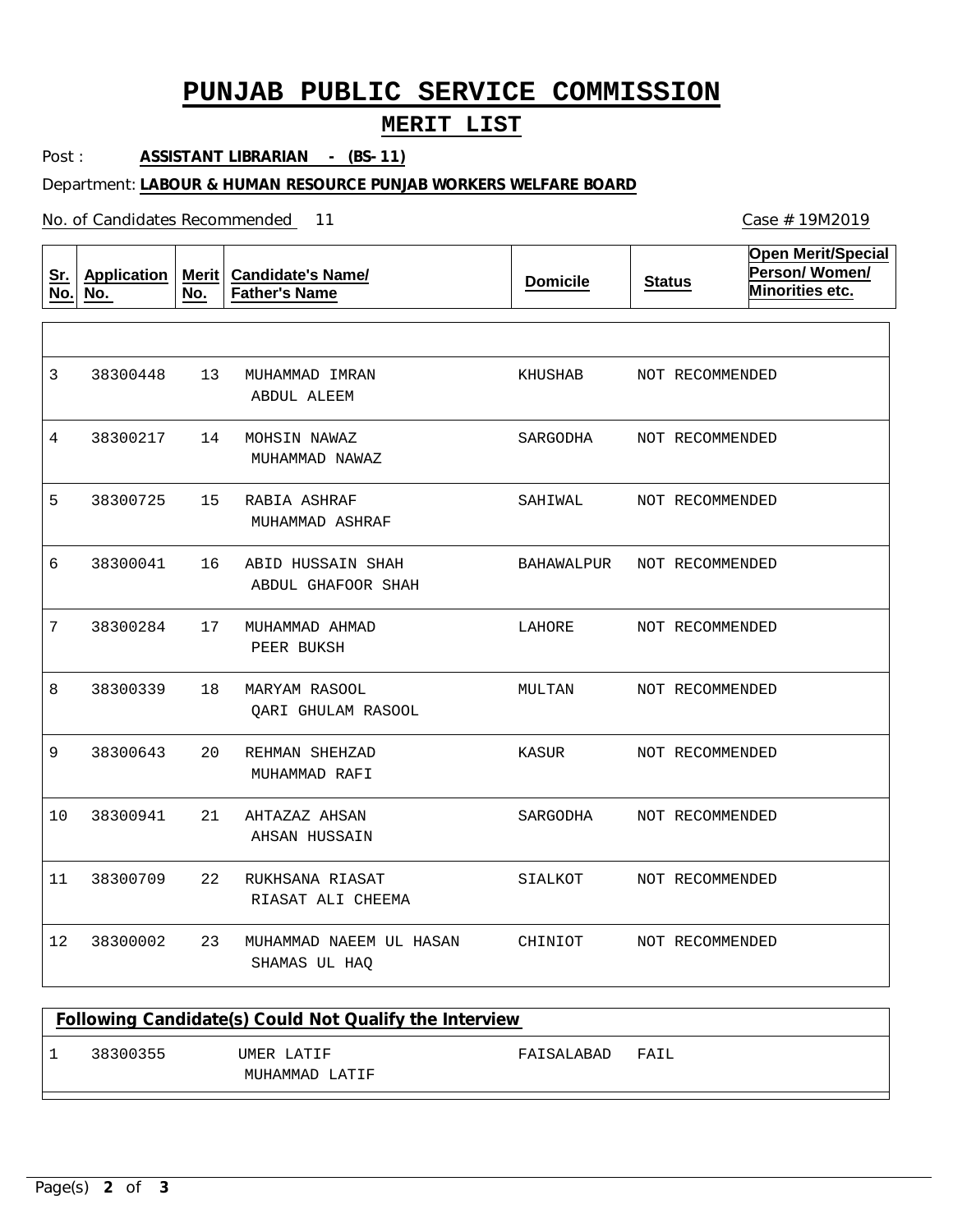# PUNJAB PUBLIC SERVICE COMMISSION

## MERIT LIST

Post : **ASSISTANT LIBRARIAN - (BS-11)**

Department: **LABOUR & HUMAN RESOURCE PUNJAB WORKERS WELFARE BOARD**

No. of Candidates Recommended 11

Case # 19M2019

| Sr. No. | Application No. | Merit No. | Candidate's Name/ Father's Name | Domicile | Status | Open Merit/Special Person/ Women/ Minorities etc. |
|---|---|---|---|---|---|---|
| 3 | 38300448 | 13 | MUHAMMAD IMRAN<br>ABDUL ALEEM | KHUSHAB | NOT RECOMMENDED | |
| 4 | 38300217 | 14 | MOHSIN NAWAZ<br>MUHAMMAD NAWAZ | SARGODHA | NOT RECOMMENDED | |
| 5 | 38300725 | 15 | RABIA ASHRAF<br>MUHAMMAD ASHRAF | SAHIWAL | NOT RECOMMENDED | |
| 6 | 38300041 | 16 | ABID HUSSAIN SHAH<br>ABDUL GHAFOOR SHAH | BAHAWALPUR | NOT RECOMMENDED | |
| 7 | 38300284 | 17 | MUHAMMAD AHMAD<br>PEER BUKSH | LAHORE | NOT RECOMMENDED | |
| 8 | 38300339 | 18 | MARYAM RASOOL<br>QARI GHULAM RASOOL | MULTAN | NOT RECOMMENDED | |
| 9 | 38300643 | 20 | REHMAN SHEHZAD<br>MUHAMMAD RAFI | KASUR | NOT RECOMMENDED | |
| 10 | 38300941 | 21 | AHTAZAZ AHSAN<br>AHSAN HUSSAIN | SARGODHA | NOT RECOMMENDED | |
| 11 | 38300709 | 22 | RUKHSANA RIASAT<br>RIASAT ALI CHEEMA | SIALKOT | NOT RECOMMENDED | |
| 12 | 38300002 | 23 | MUHAMMAD NAEEM UL HASAN<br>SHAMAS UL HAQ | CHINIOT | NOT RECOMMENDED | |

**Following Candidate(s) Could Not Qualify the Interview**

| Sr. No. | Application No. | Candidate's Name/ Father's Name | Domicile | Status |
|---|---|---|---|---|
| 1 | 38300355 | UMER LATIF<br>MUHAMMAD LATIF | FAISALABAD | FAIL |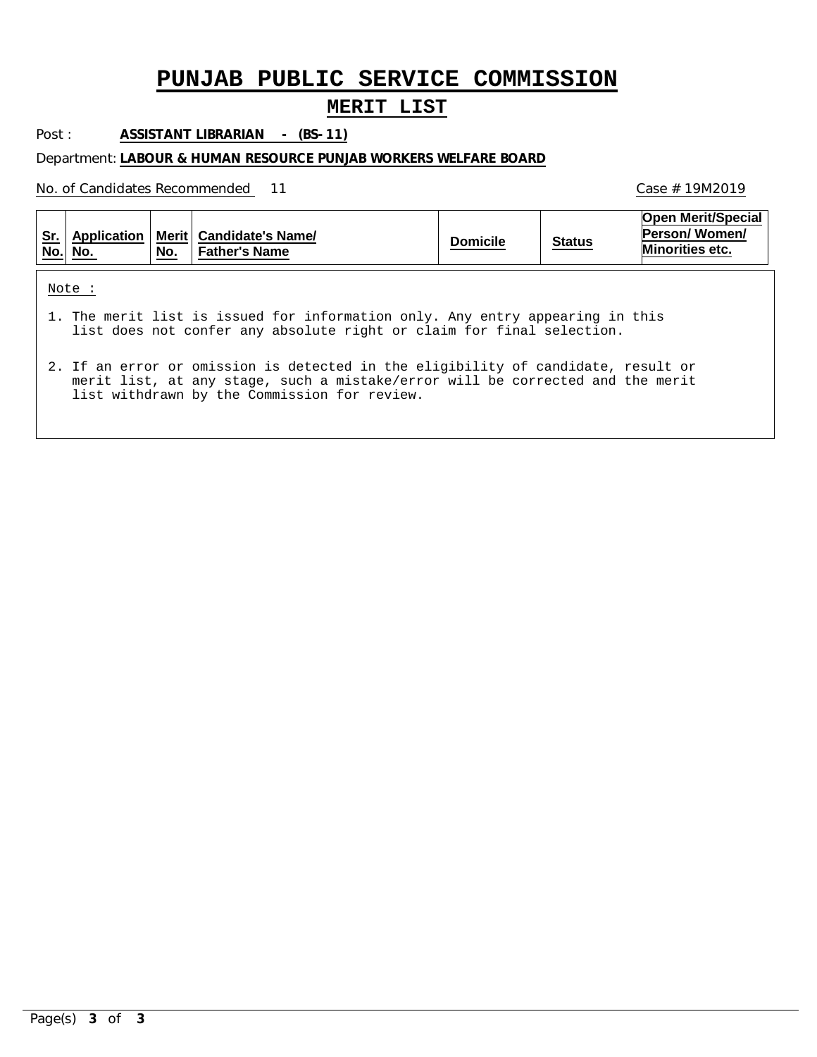# PUNJAB PUBLIC SERVICE COMMISSION

## MERIT LIST

Post : **ASSISTANT LIBRARIAN - (BS-11)**

Department: **LABOUR & HUMAN RESOURCE PUNJAB WORKERS WELFARE BOARD**

No. of Candidates Recommended 11

Case # 19M2019

| Sr. No. | Application No. | Merit No. | Candidate's Name/ Father's Name | Domicile | Status | Open Merit/Special Person/ Women/ Minorities etc. |
|---|---|---|---|---|---|---|

Note :

1. The merit list is issued for information only. Any entry appearing in this list does not confer any absolute right or claim for final selection.

2. If an error or omission is detected in the eligibility of candidate, result or merit list, at any stage, such a mistake/error will be corrected and the merit list withdrawn by the Commission for review.